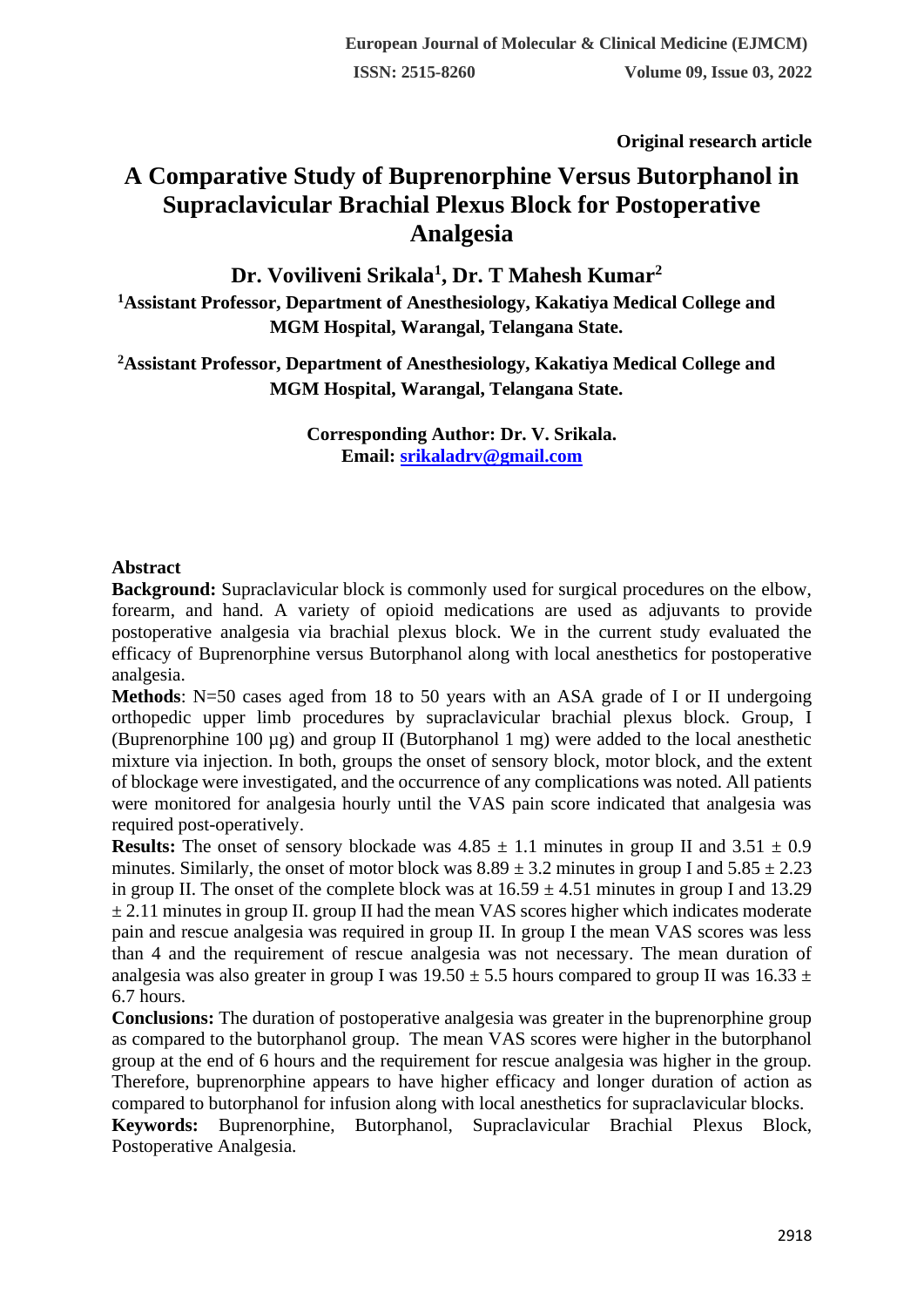**Original research article**

# A Comparative Study of Buprenorphine Versus Butorphanol in Supraclavicular Brachial Plexus Block for Postoperative Analgesia

**Dr. Voviliveni Srikala[1], Dr. T Mahesh Kumar[2]**

**[1]Assistant Professor, Department of Anesthesiology, Kakatiya Medical College and MGM Hospital, Warangal, Telangana State.**

**[2]Assistant Professor, Department of Anesthesiology, Kakatiya Medical College and MGM Hospital, Warangal, Telangana State.**

**Corresponding Author: Dr. V. Srikala.**
**Email: srikaladrv@gmail.com**

## Abstract

**Background:** Supraclavicular block is commonly used for surgical procedures on the elbow, forearm, and hand. A variety of opioid medications are used as adjuvants to provide postoperative analgesia via brachial plexus block. We in the current study evaluated the efficacy of Buprenorphine versus Butorphanol along with local anesthetics for postoperative analgesia.

**Methods**: N=50 cases aged from 18 to 50 years with an ASA grade of I or II undergoing orthopedic upper limb procedures by supraclavicular brachial plexus block. Group, I (Buprenorphine 100 µg) and group II (Butorphanol 1 mg) were added to the local anesthetic mixture via injection. In both, groups the onset of sensory block, motor block, and the extent of blockage were investigated, and the occurrence of any complications was noted. All patients were monitored for analgesia hourly until the VAS pain score indicated that analgesia was required post-operatively.

**Results:** The onset of sensory blockade was 4.85 ± 1.1 minutes in group II and 3.51 ± 0.9 minutes. Similarly, the onset of motor block was 8.89 ± 3.2 minutes in group I and 5.85 ± 2.23 in group II. The onset of the complete block was at 16.59 ± 4.51 minutes in group I and 13.29 ± 2.11 minutes in group II. group II had the mean VAS scores higher which indicates moderate pain and rescue analgesia was required in group II. In group I the mean VAS scores was less than 4 and the requirement of rescue analgesia was not necessary. The mean duration of analgesia was also greater in group I was 19.50 ± 5.5 hours compared to group II was 16.33 ± 6.7 hours.

**Conclusions:** The duration of postoperative analgesia was greater in the buprenorphine group as compared to the butorphanol group. The mean VAS scores were higher in the butorphanol group at the end of 6 hours and the requirement for rescue analgesia was higher in the group. Therefore, buprenorphine appears to have higher efficacy and longer duration of action as compared to butorphanol for infusion along with local anesthetics for supraclavicular blocks.

**Keywords:** Buprenorphine, Butorphanol, Supraclavicular Brachial Plexus Block, Postoperative Analgesia.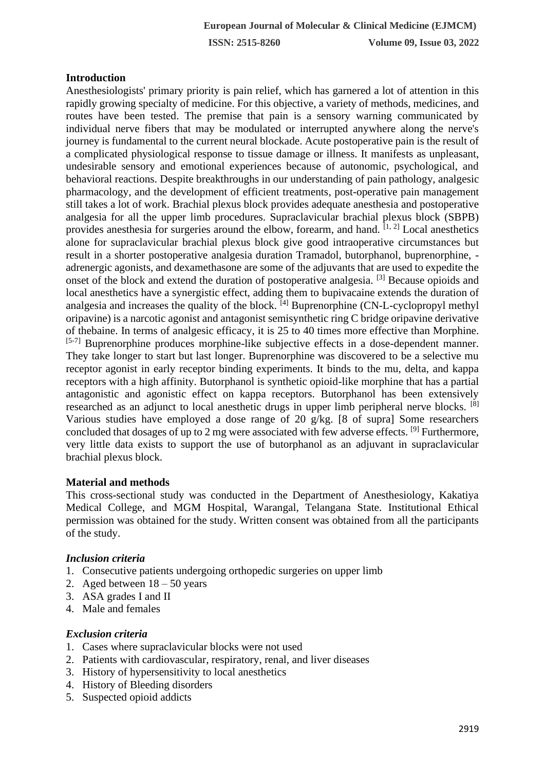## Introduction

Anesthesiologists' primary priority is pain relief, which has garnered a lot of attention in this rapidly growing specialty of medicine. For this objective, a variety of methods, medicines, and routes have been tested. The premise that pain is a sensory warning communicated by individual nerve fibers that may be modulated or interrupted anywhere along the nerve's journey is fundamental to the current neural blockade. Acute postoperative pain is the result of a complicated physiological response to tissue damage or illness. It manifests as unpleasant, undesirable sensory and emotional experiences because of autonomic, psychological, and behavioral reactions. Despite breakthroughs in our understanding of pain pathology, analgesic pharmacology, and the development of efficient treatments, post-operative pain management still takes a lot of work. Brachial plexus block provides adequate anesthesia and postoperative analgesia for all the upper limb procedures. Supraclavicular brachial plexus block (SBPB) provides anesthesia for surgeries around the elbow, forearm, and hand. [1, 2] Local anesthetics alone for supraclavicular brachial plexus block give good intraoperative circumstances but result in a shorter postoperative analgesia duration Tramadol, butorphanol, buprenorphine, -adrenergic agonists, and dexamethasone are some of the adjuvants that are used to expedite the onset of the block and extend the duration of postoperative analgesia. [3] Because opioids and local anesthetics have a synergistic effect, adding them to bupivacaine extends the duration of analgesia and increases the quality of the block. [4] Buprenorphine (CN-L-cyclopropyl methyl oripavine) is a narcotic agonist and antagonist semisynthetic ring C bridge oripavine derivative of thebaine. In terms of analgesic efficacy, it is 25 to 40 times more effective than Morphine. [5-7] Buprenorphine produces morphine-like subjective effects in a dose-dependent manner. They take longer to start but last longer. Buprenorphine was discovered to be a selective mu receptor agonist in early receptor binding experiments. It binds to the mu, delta, and kappa receptors with a high affinity. Butorphanol is synthetic opioid-like morphine that has a partial antagonistic and agonistic effect on kappa receptors. Butorphanol has been extensively researched as an adjunct to local anesthetic drugs in upper limb peripheral nerve blocks. [8] Various studies have employed a dose range of 20 g/kg. [8 of supra] Some researchers concluded that dosages of up to 2 mg were associated with few adverse effects. [9] Furthermore, very little data exists to support the use of butorphanol as an adjuvant in supraclavicular brachial plexus block.

## Material and methods

This cross-sectional study was conducted in the Department of Anesthesiology, Kakatiya Medical College, and MGM Hospital, Warangal, Telangana State. Institutional Ethical permission was obtained for the study. Written consent was obtained from all the participants of the study.

### *Inclusion criteria*

1. Consecutive patients undergoing orthopedic surgeries on upper limb
2. Aged between 18 – 50 years
3. ASA grades I and II
4. Male and females

### *Exclusion criteria*

1. Cases where supraclavicular blocks were not used
2. Patients with cardiovascular, respiratory, renal, and liver diseases
3. History of hypersensitivity to local anesthetics
4. History of Bleeding disorders
5. Suspected opioid addicts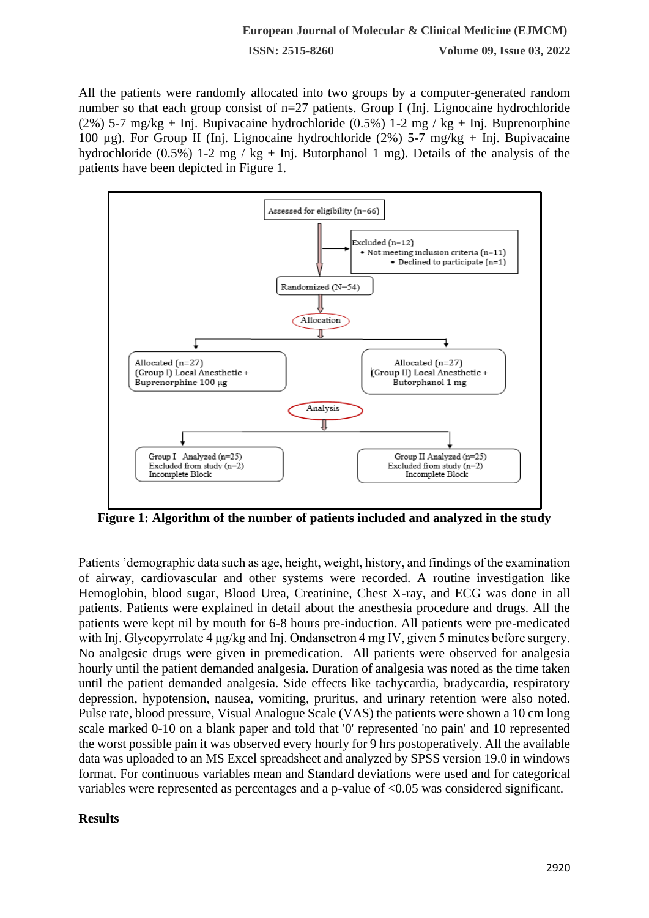All the patients were randomly allocated into two groups by a computer-generated random number so that each group consist of n=27 patients. Group I (Inj. Lignocaine hydrochloride (2%) 5-7 mg/kg + Inj. Bupivacaine hydrochloride (0.5%) 1-2 mg / kg + Inj. Buprenorphine 100 µg). For Group II (Inj. Lignocaine hydrochloride (2%) 5-7 mg/kg + Inj. Bupivacaine hydrochloride (0.5%) 1-2 mg / kg + Inj. Butorphanol 1 mg). Details of the analysis of the patients have been depicted in Figure 1.

Assessed for eligibility (n=66)

Excluded (n=12)
- Not meeting inclusion criteria (n=11)
- Declined to participate (n=1)

Randomized (N=54)

Allocation

Allocated (n=27) (Group I) Local Anesthetic + Buprenorphine 100 µg

Allocated (n=27) (Group II) Local Anesthetic + Butorphanol 1 mg

Analysis

Group I Analyzed (n=25) Excluded from study (n=2) Incomplete Block

Group II Analyzed (n=25) Excluded from study (n=2) Incomplete Block

**Figure 1: Algorithm of the number of patients included and analyzed in the study**

Patients 'demographic data such as age, height, weight, history, and findings of the examination of airway, cardiovascular and other systems were recorded. A routine investigation like Hemoglobin, blood sugar, Blood Urea, Creatinine, Chest X-ray, and ECG was done in all patients. Patients were explained in detail about the anesthesia procedure and drugs. All the patients were kept nil by mouth for 6-8 hours pre-induction. All patients were pre-medicated with Inj. Glycopyrrolate 4 µg/kg and Inj. Ondansetron 4 mg IV, given 5 minutes before surgery. No analgesic drugs were given in premedication. All patients were observed for analgesia hourly until the patient demanded analgesia. Duration of analgesia was noted as the time taken until the patient demanded analgesia. Side effects like tachycardia, bradycardia, respiratory depression, hypotension, nausea, vomiting, pruritus, and urinary retention were also noted. Pulse rate, blood pressure, Visual Analogue Scale (VAS) the patients were shown a 10 cm long scale marked 0-10 on a blank paper and told that '0' represented 'no pain' and 10 represented the worst possible pain it was observed every hourly for 9 hrs postoperatively. All the available data was uploaded to an MS Excel spreadsheet and analyzed by SPSS version 19.0 in windows format. For continuous variables mean and Standard deviations were used and for categorical variables were represented as percentages and a p-value of <0.05 was considered significant.

## Results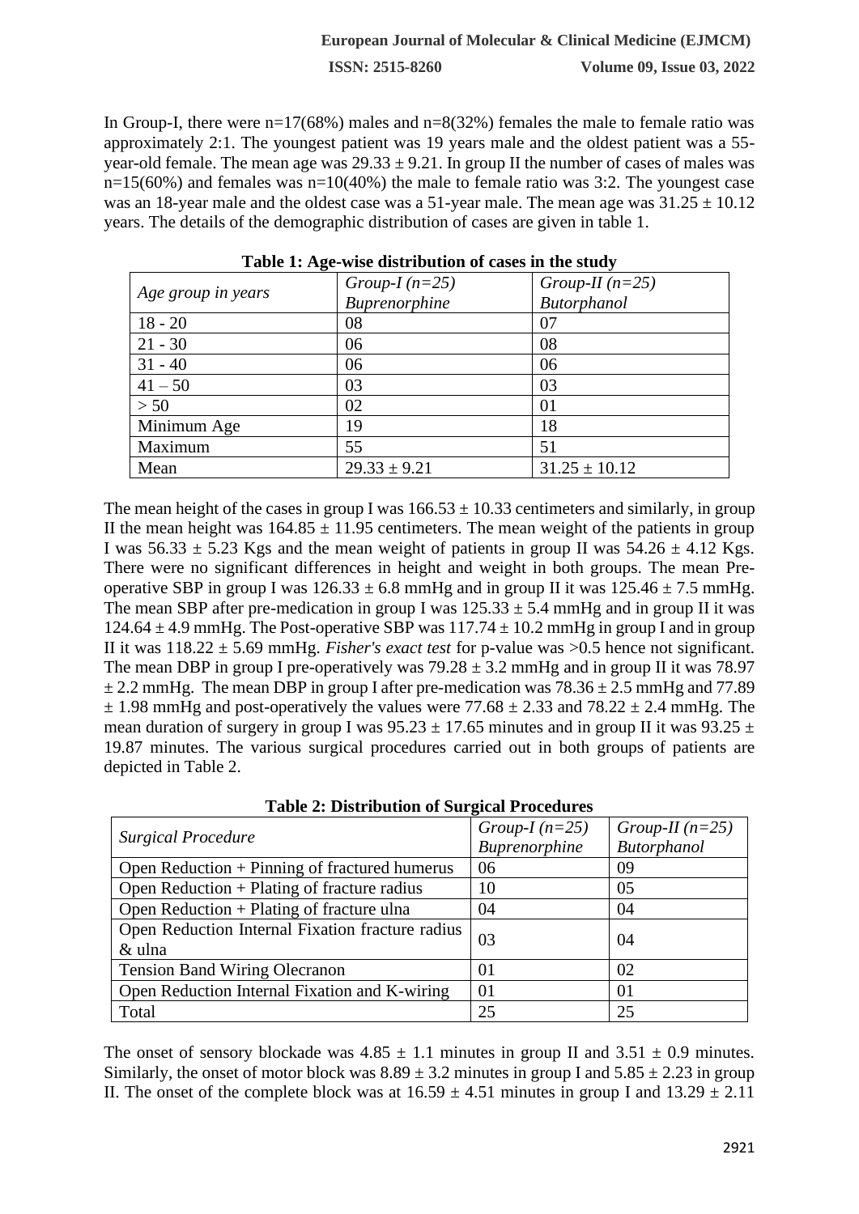In Group-I, there were n=17(68%) males and n=8(32%) females the male to female ratio was approximately 2:1. The youngest patient was 19 years male and the oldest patient was a 55-year-old female. The mean age was 29.33 ± 9.21. In group II the number of cases of males was n=15(60%) and females was n=10(40%) the male to female ratio was 3:2. The youngest case was an 18-year male and the oldest case was a 51-year male. The mean age was 31.25 ± 10.12 years. The details of the demographic distribution of cases are given in table 1.

**Table 1: Age-wise distribution of cases in the study**

| *Age group in years* | *Group-I (n=25) Buprenorphine* | *Group-II (n=25) Butorphanol* |
|---|---|---|
| 18 - 20 | 08 | 07 |
| 21 - 30 | 06 | 08 |
| 31 - 40 | 06 | 06 |
| 41 – 50 | 03 | 03 |
| > 50 | 02 | 01 |
| Minimum Age | 19 | 18 |
| Maximum | 55 | 51 |
| Mean | 29.33 ± 9.21 | 31.25 ± 10.12 |

The mean height of the cases in group I was 166.53 ± 10.33 centimeters and similarly, in group II the mean height was 164.85 ± 11.95 centimeters. The mean weight of the patients in group I was 56.33 ± 5.23 Kgs and the mean weight of patients in group II was 54.26 ± 4.12 Kgs. There were no significant differences in height and weight in both groups. The mean Pre-operative SBP in group I was 126.33 ± 6.8 mmHg and in group II it was 125.46 ± 7.5 mmHg. The mean SBP after pre-medication in group I was 125.33 ± 5.4 mmHg and in group II it was 124.64 ± 4.9 mmHg. The Post-operative SBP was 117.74 ± 10.2 mmHg in group I and in group II it was 118.22 ± 5.69 mmHg. *Fisher's exact test* for p-value was >0.5 hence not significant. The mean DBP in group I pre-operatively was 79.28 ± 3.2 mmHg and in group II it was 78.97 ± 2.2 mmHg. The mean DBP in group I after pre-medication was 78.36 ± 2.5 mmHg and 77.89 ± 1.98 mmHg and post-operatively the values were 77.68 ± 2.33 and 78.22 ± 2.4 mmHg. The mean duration of surgery in group I was 95.23 ± 17.65 minutes and in group II it was 93.25 ± 19.87 minutes. The various surgical procedures carried out in both groups of patients are depicted in Table 2.

**Table 2: Distribution of Surgical Procedures**

| *Surgical Procedure* | *Group-I (n=25) Buprenorphine* | *Group-II (n=25) Butorphanol* |
|---|---|---|
| Open Reduction + Pinning of fractured humerus | 06 | 09 |
| Open Reduction + Plating of fracture radius | 10 | 05 |
| Open Reduction + Plating of fracture ulna | 04 | 04 |
| Open Reduction Internal Fixation fracture radius & ulna | 03 | 04 |
| Tension Band Wiring Olecranon | 01 | 02 |
| Open Reduction Internal Fixation and K-wiring | 01 | 01 |
| Total | 25 | 25 |

The onset of sensory blockade was 4.85 ± 1.1 minutes in group II and 3.51 ± 0.9 minutes. Similarly, the onset of motor block was 8.89 ± 3.2 minutes in group I and 5.85 ± 2.23 in group II. The onset of the complete block was at 16.59 ± 4.51 minutes in group I and 13.29 ± 2.11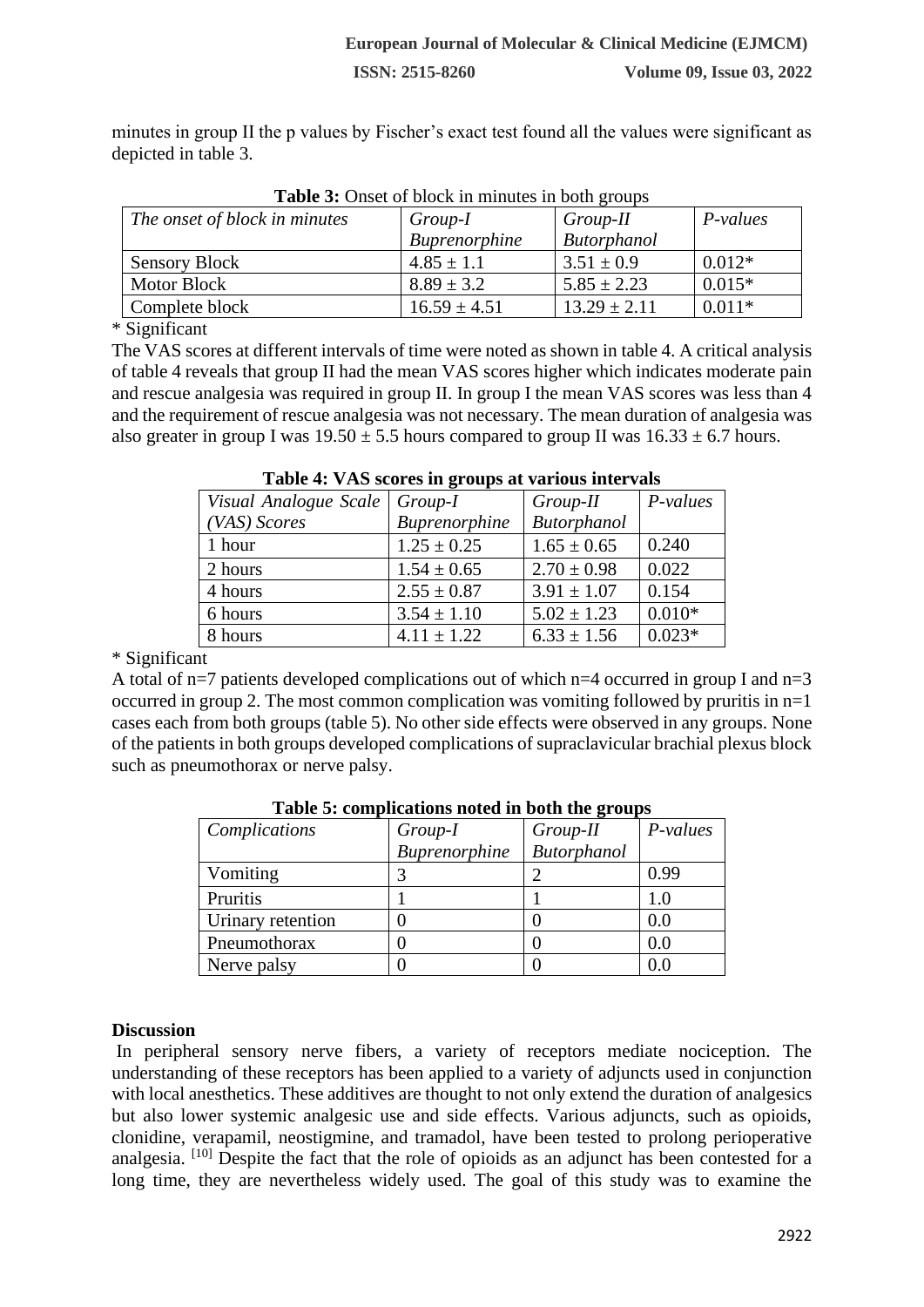minutes in group II the p values by Fischer's exact test found all the values were significant as depicted in table 3.

**Table 3:** Onset of block in minutes in both groups

| *The onset of block in minutes* | *Group-I Buprenorphine* | *Group-II Butorphanol* | *P-values* |
|---|---|---|---|
| Sensory Block | 4.85 ± 1.1 | 3.51 ± 0.9 | 0.012* |
| Motor Block | 8.89 ± 3.2 | 5.85 ± 2.23 | 0.015* |
| Complete block | 16.59 ± 4.51 | 13.29 ± 2.11 | 0.011* |

\* Significant

The VAS scores at different intervals of time were noted as shown in table 4. A critical analysis of table 4 reveals that group II had the mean VAS scores higher which indicates moderate pain and rescue analgesia was required in group II. In group I the mean VAS scores was less than 4 and the requirement of rescue analgesia was not necessary. The mean duration of analgesia was also greater in group I was 19.50 ± 5.5 hours compared to group II was 16.33 ± 6.7 hours.

**Table 4: VAS scores in groups at various intervals**

| *Visual Analogue Scale (VAS) Scores* | *Group-I Buprenorphine* | *Group-II Butorphanol* | *P-values* |
|---|---|---|---|
| 1 hour | 1.25 ± 0.25 | 1.65 ± 0.65 | 0.240 |
| 2 hours | 1.54 ± 0.65 | 2.70 ± 0.98 | 0.022 |
| 4 hours | 2.55 ± 0.87 | 3.91 ± 1.07 | 0.154 |
| 6 hours | 3.54 ± 1.10 | 5.02 ± 1.23 | 0.010* |
| 8 hours | 4.11 ± 1.22 | 6.33 ± 1.56 | 0.023* |

\* Significant

A total of n=7 patients developed complications out of which n=4 occurred in group I and n=3 occurred in group 2. The most common complication was vomiting followed by pruritis in n=1 cases each from both groups (table 5). No other side effects were observed in any groups. None of the patients in both groups developed complications of supraclavicular brachial plexus block such as pneumothorax or nerve palsy.

**Table 5: complications noted in both the groups**

| *Complications* | *Group-I Buprenorphine* | *Group-II Butorphanol* | *P-values* |
|---|---|---|---|
| Vomiting | 3 | 2 | 0.99 |
| Pruritis | 1 | 1 | 1.0 |
| Urinary retention | 0 | 0 | 0.0 |
| Pneumothorax | 0 | 0 | 0.0 |
| Nerve palsy | 0 | 0 | 0.0 |

## Discussion

In peripheral sensory nerve fibers, a variety of receptors mediate nociception. The understanding of these receptors has been applied to a variety of adjuncts used in conjunction with local anesthetics. These additives are thought to not only extend the duration of analgesics but also lower systemic analgesic use and side effects. Various adjuncts, such as opioids, clonidine, verapamil, neostigmine, and tramadol, have been tested to prolong perioperative analgesia. [10] Despite the fact that the role of opioids as an adjunct has been contested for a long time, they are nevertheless widely used. The goal of this study was to examine the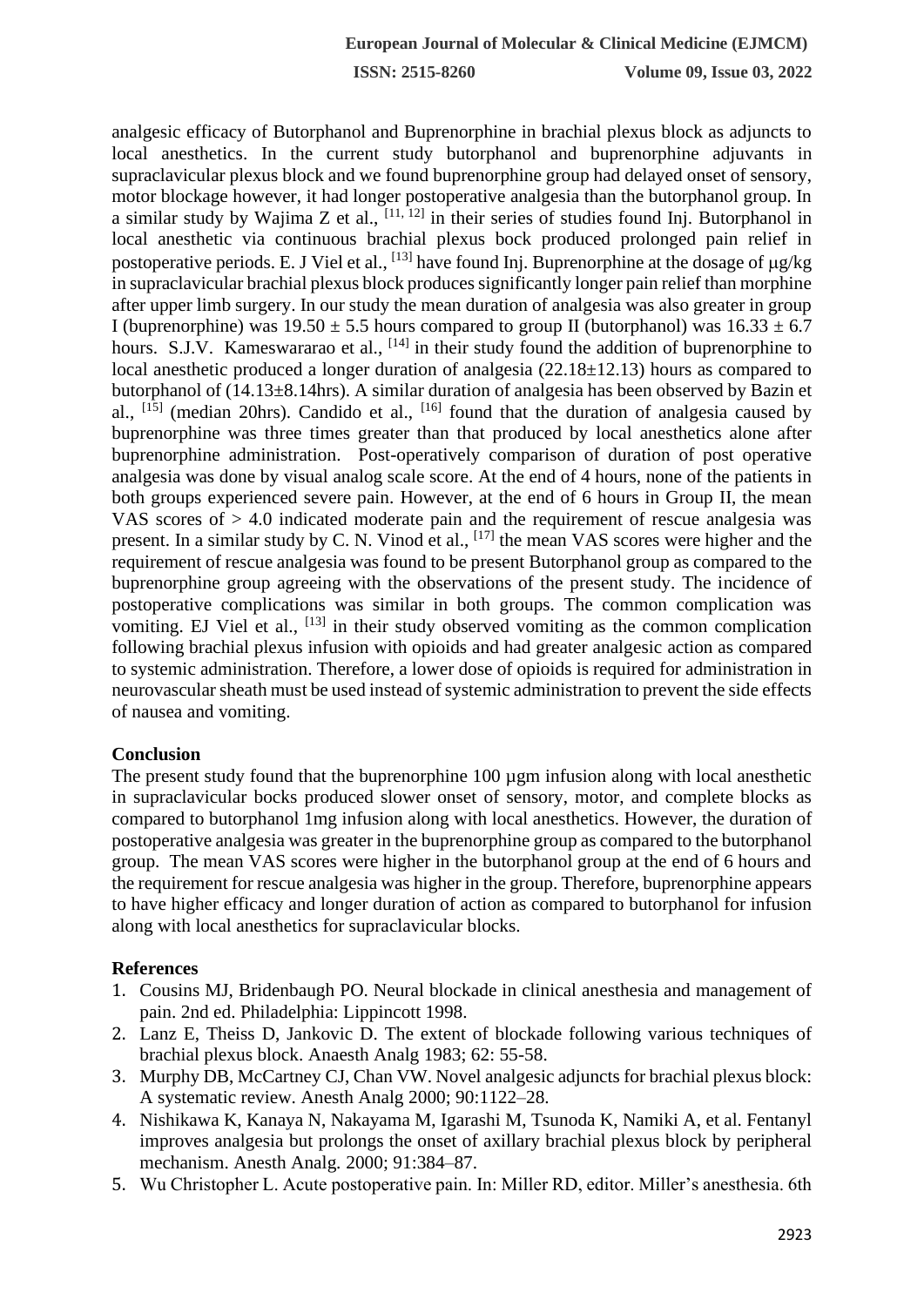analgesic efficacy of Butorphanol and Buprenorphine in brachial plexus block as adjuncts to local anesthetics. In the current study butorphanol and buprenorphine adjuvants in supraclavicular plexus block and we found buprenorphine group had delayed onset of sensory, motor blockage however, it had longer postoperative analgesia than the butorphanol group. In a similar study by Wajima Z et al., [11, 12] in their series of studies found Inj. Butorphanol in local anesthetic via continuous brachial plexus bock produced prolonged pain relief in postoperative periods. E. J Viel et al., [13] have found Inj. Buprenorphine at the dosage of μg/kg in supraclavicular brachial plexus block produces significantly longer pain relief than morphine after upper limb surgery. In our study the mean duration of analgesia was also greater in group I (buprenorphine) was $19.50 \pm 5.5$ hours compared to group II (butorphanol) was $16.33 \pm 6.7$ hours. S.J.V. Kameswararao et al., [14] in their study found the addition of buprenorphine to local anesthetic produced a longer duration of analgesia (22.18±12.13) hours as compared to butorphanol of (14.13±8.14hrs). A similar duration of analgesia has been observed by Bazin et al., [15] (median 20hrs). Candido et al., [16] found that the duration of analgesia caused by buprenorphine was three times greater than that produced by local anesthetics alone after buprenorphine administration. Post-operatively comparison of duration of post operative analgesia was done by visual analog scale score. At the end of 4 hours, none of the patients in both groups experienced severe pain. However, at the end of 6 hours in Group II, the mean VAS scores of $> 4.0$ indicated moderate pain and the requirement of rescue analgesia was present. In a similar study by C. N. Vinod et al., [17] the mean VAS scores were higher and the requirement of rescue analgesia was found to be present Butorphanol group as compared to the buprenorphine group agreeing with the observations of the present study. The incidence of postoperative complications was similar in both groups. The common complication was vomiting. EJ Viel et al., [13] in their study observed vomiting as the common complication following brachial plexus infusion with opioids and had greater analgesic action as compared to systemic administration. Therefore, a lower dose of opioids is required for administration in neurovascular sheath must be used instead of systemic administration to prevent the side effects of nausea and vomiting.

## Conclusion

The present study found that the buprenorphine 100 µgm infusion along with local anesthetic in supraclavicular bocks produced slower onset of sensory, motor, and complete blocks as compared to butorphanol 1mg infusion along with local anesthetics. However, the duration of postoperative analgesia was greater in the buprenorphine group as compared to the butorphanol group. The mean VAS scores were higher in the butorphanol group at the end of 6 hours and the requirement for rescue analgesia was higher in the group. Therefore, buprenorphine appears to have higher efficacy and longer duration of action as compared to butorphanol for infusion along with local anesthetics for supraclavicular blocks.

## References

1. Cousins MJ, Bridenbaugh PO. Neural blockade in clinical anesthesia and management of pain. 2nd ed. Philadelphia: Lippincott 1998.
2. Lanz E, Theiss D, Jankovic D. The extent of blockade following various techniques of brachial plexus block. Anaesth Analg 1983; 62: 55-58.
3. Murphy DB, McCartney CJ, Chan VW. Novel analgesic adjuncts for brachial plexus block: A systematic review. Anesth Analg 2000; 90:1122–28.
4. Nishikawa K, Kanaya N, Nakayama M, Igarashi M, Tsunoda K, Namiki A, et al. Fentanyl improves analgesia but prolongs the onset of axillary brachial plexus block by peripheral mechanism. Anesth Analg. 2000; 91:384–87.
5. Wu Christopher L. Acute postoperative pain. In: Miller RD, editor. Miller's anesthesia. 6th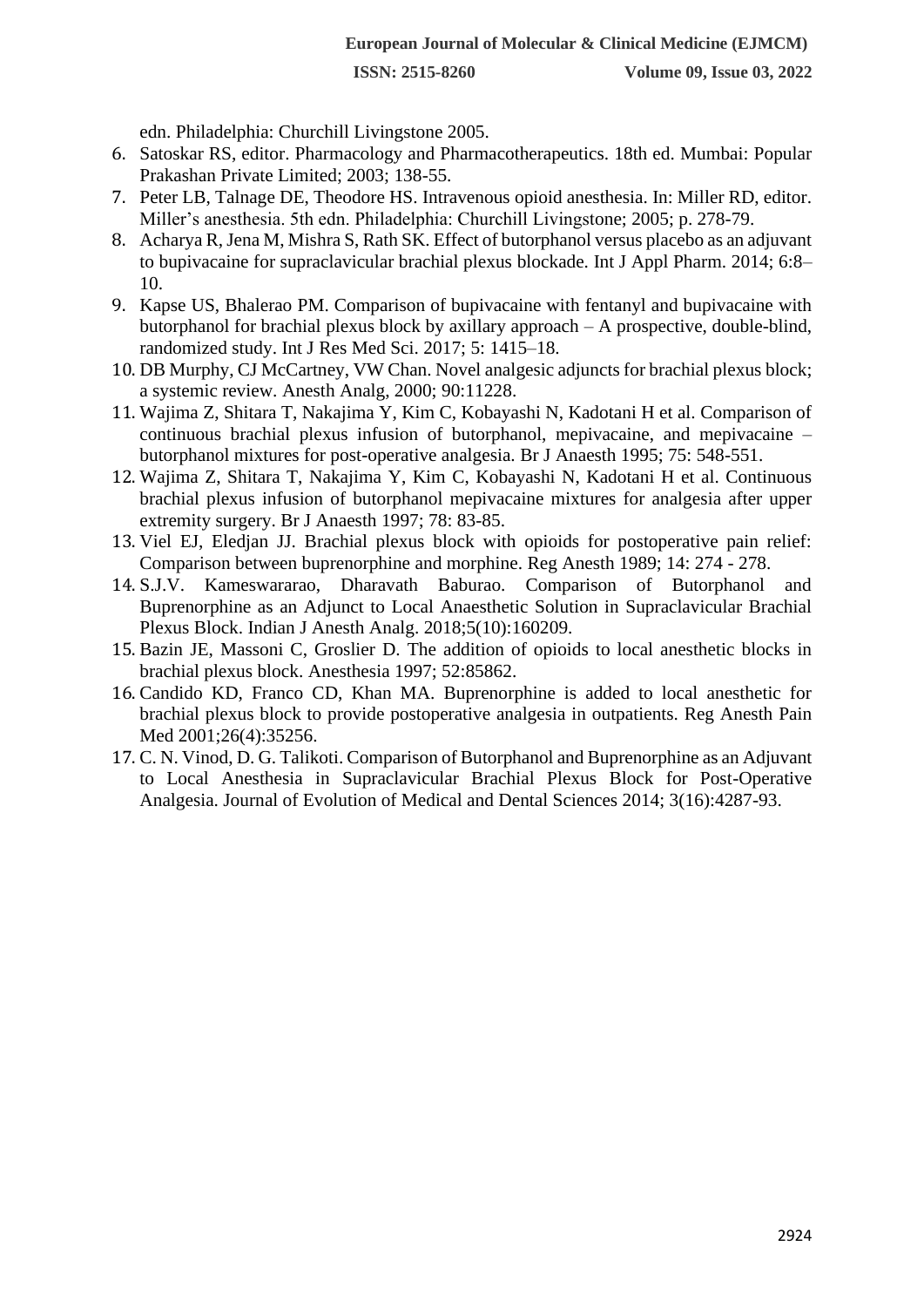edn. Philadelphia: Churchill Livingstone 2005.

6. Satoskar RS, editor. Pharmacology and Pharmacotherapeutics. 18th ed. Mumbai: Popular Prakashan Private Limited; 2003; 138-55.
7. Peter LB, Talnage DE, Theodore HS. Intravenous opioid anesthesia. In: Miller RD, editor. Miller's anesthesia. 5th edn. Philadelphia: Churchill Livingstone; 2005; p. 278-79.
8. Acharya R, Jena M, Mishra S, Rath SK. Effect of butorphanol versus placebo as an adjuvant to bupivacaine for supraclavicular brachial plexus blockade. Int J Appl Pharm. 2014; 6:8–10.
9. Kapse US, Bhalerao PM. Comparison of bupivacaine with fentanyl and bupivacaine with butorphanol for brachial plexus block by axillary approach – A prospective, double-blind, randomized study. Int J Res Med Sci. 2017; 5: 1415–18.
10. DB Murphy, CJ McCartney, VW Chan. Novel analgesic adjuncts for brachial plexus block; a systemic review. Anesth Analg, 2000; 90:11228.
11. Wajima Z, Shitara T, Nakajima Y, Kim C, Kobayashi N, Kadotani H et al. Comparison of continuous brachial plexus infusion of butorphanol, mepivacaine, and mepivacaine – butorphanol mixtures for post-operative analgesia. Br J Anaesth 1995; 75: 548-551.
12. Wajima Z, Shitara T, Nakajima Y, Kim C, Kobayashi N, Kadotani H et al. Continuous brachial plexus infusion of butorphanol mepivacaine mixtures for analgesia after upper extremity surgery. Br J Anaesth 1997; 78: 83-85.
13. Viel EJ, Eledjan JJ. Brachial plexus block with opioids for postoperative pain relief: Comparison between buprenorphine and morphine. Reg Anesth 1989; 14: 274 - 278.
14. S.J.V. Kameswararao, Dharavath Baburao. Comparison of Butorphanol and Buprenorphine as an Adjunct to Local Anaesthetic Solution in Supraclavicular Brachial Plexus Block. Indian J Anesth Analg. 2018;5(10):160209.
15. Bazin JE, Massoni C, Groslier D. The addition of opioids to local anesthetic blocks in brachial plexus block. Anesthesia 1997; 52:85862.
16. Candido KD, Franco CD, Khan MA. Buprenorphine is added to local anesthetic for brachial plexus block to provide postoperative analgesia in outpatients. Reg Anesth Pain Med 2001;26(4):35256.
17. C. N. Vinod, D. G. Talikoti. Comparison of Butorphanol and Buprenorphine as an Adjuvant to Local Anesthesia in Supraclavicular Brachial Plexus Block for Post-Operative Analgesia. Journal of Evolution of Medical and Dental Sciences 2014; 3(16):4287-93.